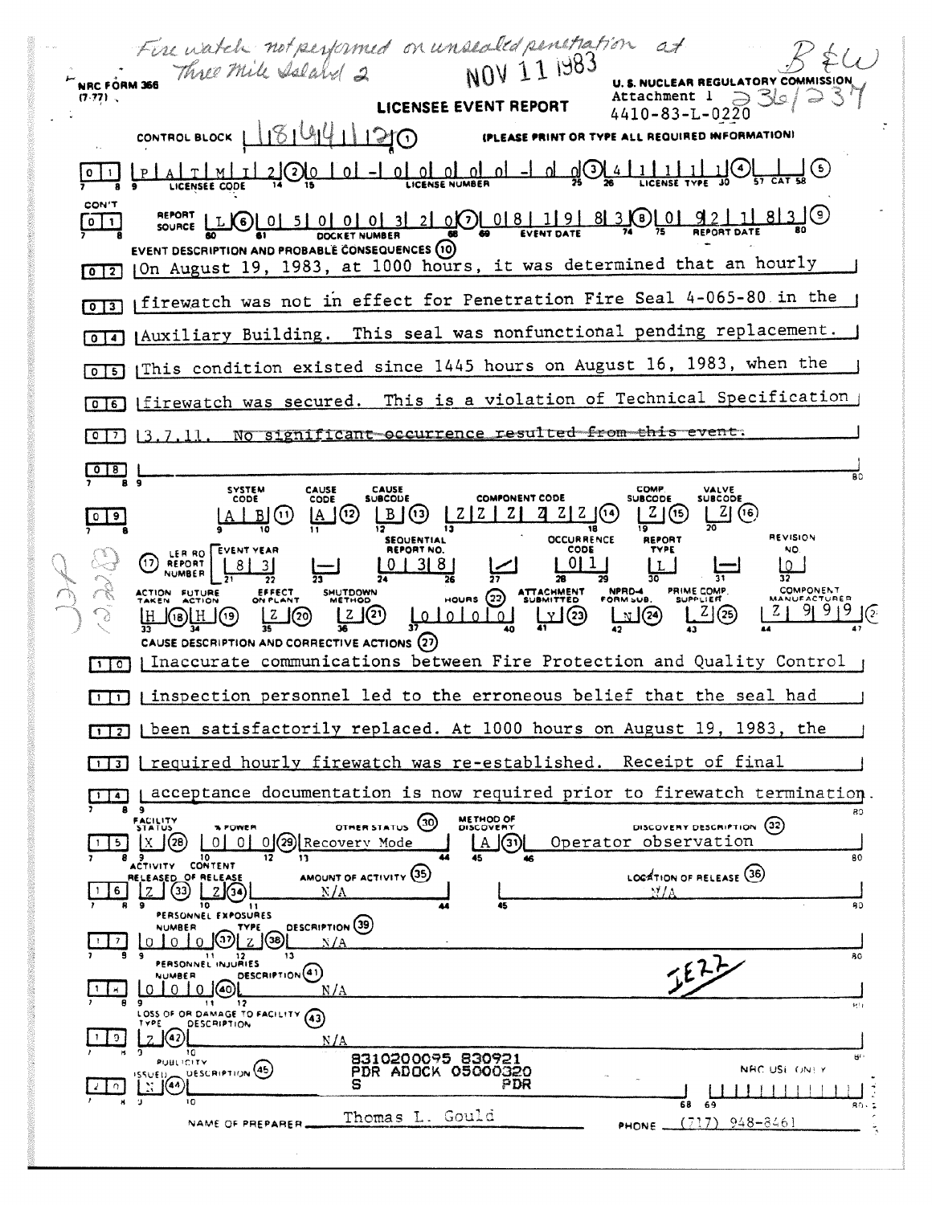*Fire watch not performed on unsealed penetration at Three Mile Island 2*

NOV 11 1983

B&W 236/237

NRC FORM 366 (7-77)

U. S. NUCLEAR REGULATORY COMMISSION

# LICENSEE EVENT REPORT

Attachment 1
4410-83-L-0220

CONTROL BLOCK | | | | | | | (1) (PLEASE PRINT OR TYPE ALL REQUIRED INFORMATION)

01 | P A T M I 2 (2) | 0 0 - 0 0 0 0 0 - 0 0 (3) | 4 1 1 1 1 (4) | | (5)
LICENSEE CODE | LICENSE NUMBER | LICENSE TYPE | 57 CAT 58

CON'T 01 | REPORT SOURCE L (6) | 0 5 0 0 0 3 2 0 (7) | 0 8 1 9 8 3 (8) | 0 9 2 1 8 3 (9)
DOCKET NUMBER | EVENT DATE | REPORT DATE

EVENT DESCRIPTION AND PROBABLE CONSEQUENCES (10)

02 On August 19, 1983, at 1000 hours, it was determined that an hourly
03 firewatch was not in effect for Penetration Fire Seal 4-065-80 in the
04 Auxiliary Building. This seal was nonfunctional pending replacement.
05 This condition existed since 1445 hours on August 16, 1983, when the
06 firewatch was secured. This is a violation of Technical Specification
07 3.7.11. ~~No significant occurrence resulted from this event.~~
08

| | SYSTEM CODE | CAUSE CODE | CAUSE SUBCODE | COMPONENT CODE | COMP. SUBCODE | VALVE SUBCODE |
|---|---|---|---|---|---|---|
| 09 | A B (11) | A (12) | B (13) | Z Z Z Z Z Z (14) | Z (15) | Z (16) |

| (17) LER/RO REPORT NUMBER | EVENT YEAR | | SEQUENTIAL REPORT NO. | | OCCURRENCE CODE | REPORT TYPE | | REVISION NO. |
|---|---|---|---|---|---|---|---|---|
| | 8 3 | — | 0 3 8 | / | 0 1 | L | — | 0 |

| ACTION TAKEN | FUTURE ACTION | EFFECT ON PLANT | SHUTDOWN METHOD | HOURS (22) | ATTACHMENT SUBMITTED | NPRD-4 FORM SUB. | PRIME COMP. SUPPLIER | COMPONENT MANUFACTURER |
|---|---|---|---|---|---|---|---|---|
| H (18) | H (19) | Z (20) | Z (21) | 0 0 0 0 0 | Y (23) | N (24) | Z (25) | Z 9 9 9 |

CAUSE DESCRIPTION AND CORRECTIVE ACTIONS (27)

10 Inaccurate communications between Fire Protection and Quality Control
11 inspection personnel led to the erroneous belief that the seal had
12 been satisfactorily replaced. At 1000 hours on August 19, 1983, the
13 required hourly firewatch was re-established. Receipt of final
14 acceptance documentation is now required prior to firewatch termination.

| | FACILITY STATUS | % POWER | OTHER STATUS (30) | METHOD OF DISCOVERY | DISCOVERY DESCRIPTION (32) |
|---|---|---|---|---|---|
| 15 | X (28) | 0 0 0 (29) | Recovery Mode | A (31) | Operator observation |

| | ACTIVITY RELEASED | CONTENT OF RELEASE | AMOUNT OF ACTIVITY (35) | LOCATION OF RELEASE (36) |
|---|---|---|---|---|
| 16 | Z (33) | Z (34) | N/A | N/A |

PERSONNEL EXPOSURES

| | NUMBER | TYPE | DESCRIPTION (39) |
|---|---|---|---|
| 17 | 0 0 0 (37) | Z (38) | N/A |

PERSONNEL INJURIES

| | NUMBER | DESCRIPTION (41) |
|---|---|---|
| 18 | 0 0 0 (40) | N/A |

LOSS OF OR DAMAGE TO FACILITY (43)

| | TYPE | DESCRIPTION |
|---|---|---|
| 19 | Z (42) | N/A |

PUBLICITY

| | ISSUED | DESCRIPTION (45) |
|---|---|---|
| 20 | N (44) | |

8310200095 830921
PDR ADOCK 05000320
S PDR

NRC USE ONLY

IE22

NAME OF PREPARER Thomas L. Gould PHONE (717) 948-8461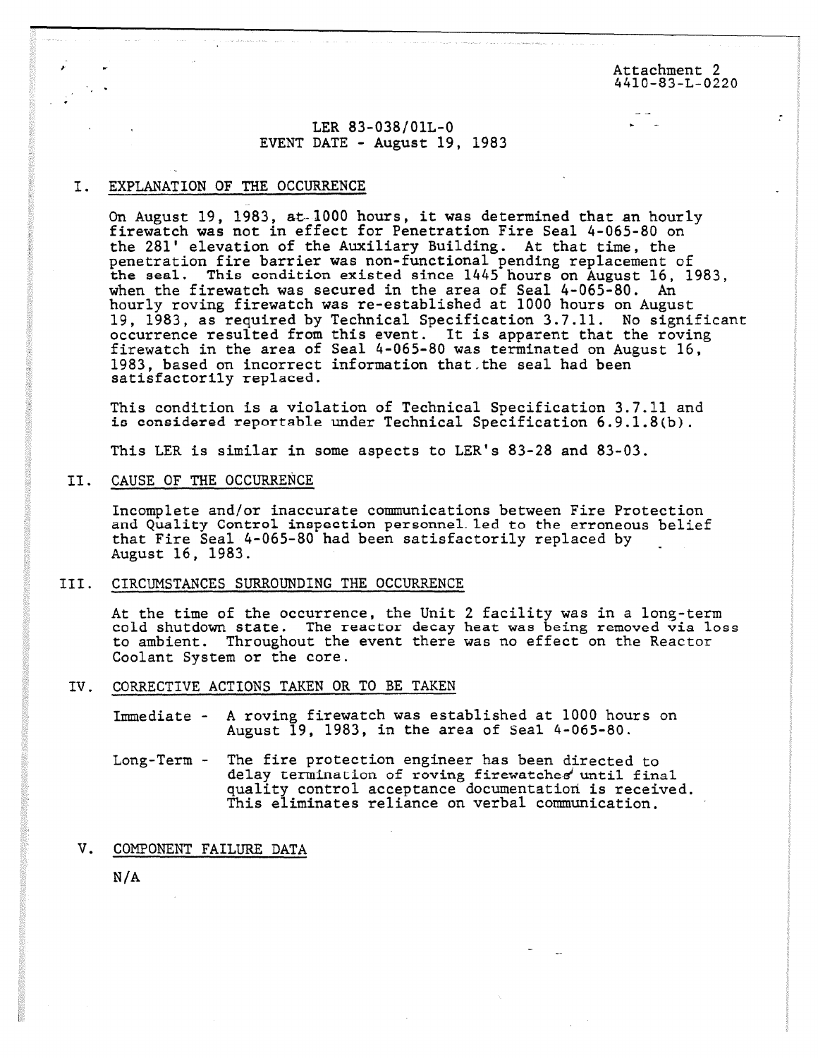Attachment 2
4410-83-L-0220

LER 83-038/01L-0
EVENT DATE - August 19, 1983

## I. EXPLANATION OF THE OCCURRENCE

On August 19, 1983, at 1000 hours, it was determined that an hourly firewatch was not in effect for Penetration Fire Seal 4-065-80 on the 281' elevation of the Auxiliary Building. At that time, the penetration fire barrier was non-functional pending replacement of the seal. This condition existed since 1445 hours on August 16, 1983, when the firewatch was secured in the area of Seal 4-065-80. An hourly roving firewatch was re-established at 1000 hours on August 19, 1983, as required by Technical Specification 3.7.11. No significant occurrence resulted from this event. It is apparent that the roving firewatch in the area of Seal 4-065-80 was terminated on August 16, 1983, based on incorrect information that the seal had been satisfactorily replaced.

This condition is a violation of Technical Specification 3.7.11 and is considered reportable under Technical Specification 6.9.1.8(b).

This LER is similar in some aspects to LER's 83-28 and 83-03.

## II. CAUSE OF THE OCCURRENCE

Incomplete and/or inaccurate communications between Fire Protection and Quality Control inspection personnel led to the erroneous belief that Fire Seal 4-065-80 had been satisfactorily replaced by August 16, 1983.

## III. CIRCUMSTANCES SURROUNDING THE OCCURRENCE

At the time of the occurrence, the Unit 2 facility was in a long-term cold shutdown state. The reactor decay heat was being removed via loss to ambient. Throughout the event there was no effect on the Reactor Coolant System or the core.

## IV. CORRECTIVE ACTIONS TAKEN OR TO BE TAKEN

Immediate - A roving firewatch was established at 1000 hours on August 19, 1983, in the area of Seal 4-065-80.

Long-Term - The fire protection engineer has been directed to delay termination of roving firewatches until final quality control acceptance documentation is received. This eliminates reliance on verbal communication.

## V. COMPONENT FAILURE DATA

N/A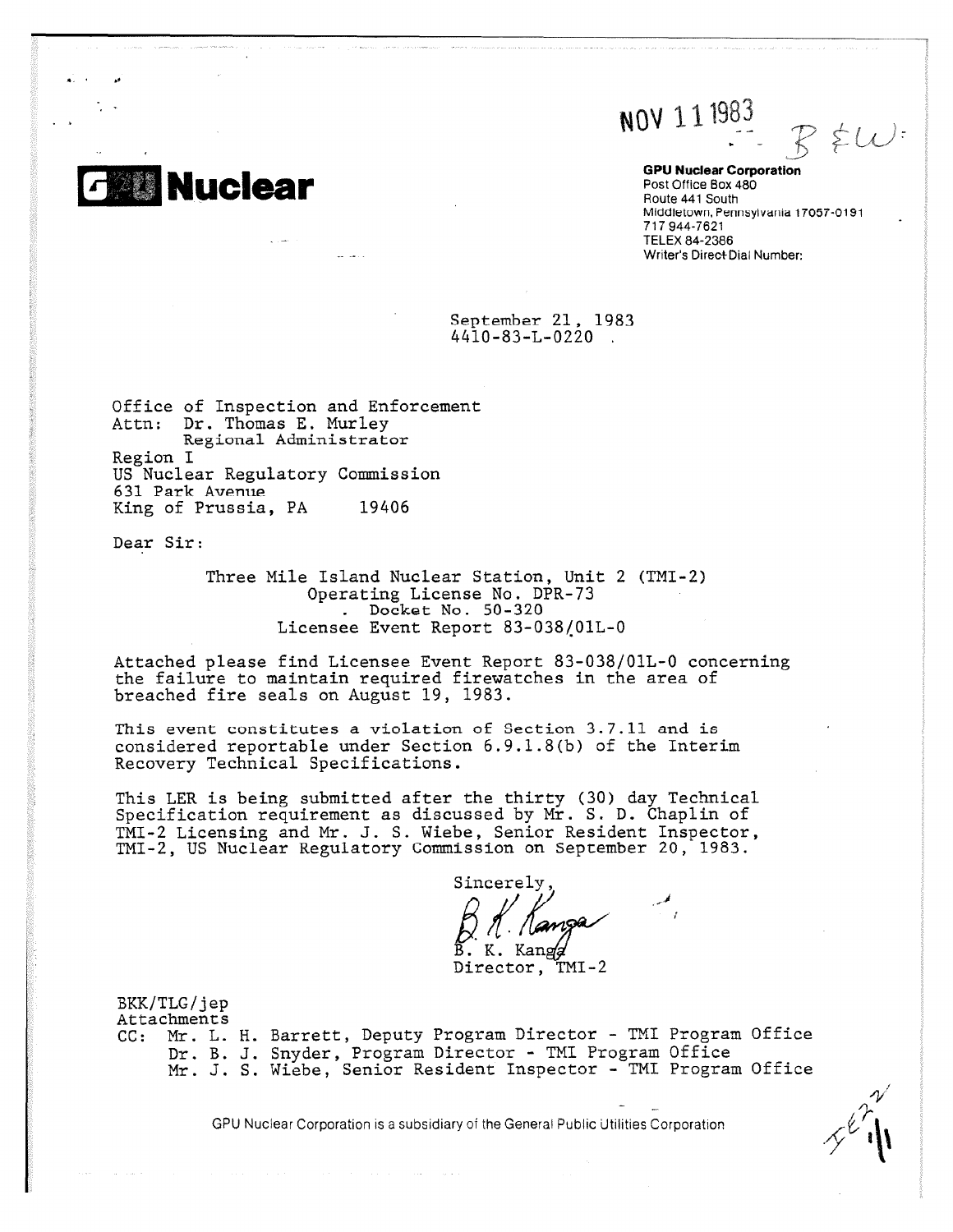NOV 11 1983

**GPU Nuclear Corporation**
Post Office Box 480
Route 441 South
Middletown, Pennsylvania 17057-0191
717 944-7621
TELEX 84-2386
Writer's Direct Dial Number:

**GPU Nuclear**

September 21, 1983
4410-83-L-0220

Office of Inspection and Enforcement
Attn: Dr. Thomas E. Murley
Regional Administrator
Region I
US Nuclear Regulatory Commission
631 Park Avenue
King of Prussia, PA 19406

Dear Sir:

Three Mile Island Nuclear Station, Unit 2 (TMI-2)
Operating License No. DPR-73
Docket No. 50-320
Licensee Event Report 83-038/01L-0

Attached please find Licensee Event Report 83-038/01L-0 concerning the failure to maintain required firewatches in the area of breached fire seals on August 19, 1983.

This event constitutes a violation of Section 3.7.11 and is considered reportable under Section 6.9.1.8(b) of the Interim Recovery Technical Specifications.

This LER is being submitted after the thirty (30) day Technical Specification requirement as discussed by Mr. S. D. Chaplin of TMI-2 Licensing and Mr. J. S. Wiebe, Senior Resident Inspector, TMI-2, US Nuclear Regulatory Commission on September 20, 1983.

Sincerely,

B. K. Kanga
Director, TMI-2

BKK/TLG/jep
Attachments
CC: Mr. L. H. Barrett, Deputy Program Director - TMI Program Office
Dr. B. J. Snyder, Program Director - TMI Program Office
Mr. J. S. Wiebe, Senior Resident Inspector - TMI Program Office

GPU Nuclear Corporation is a subsidiary of the General Public Utilities Corporation